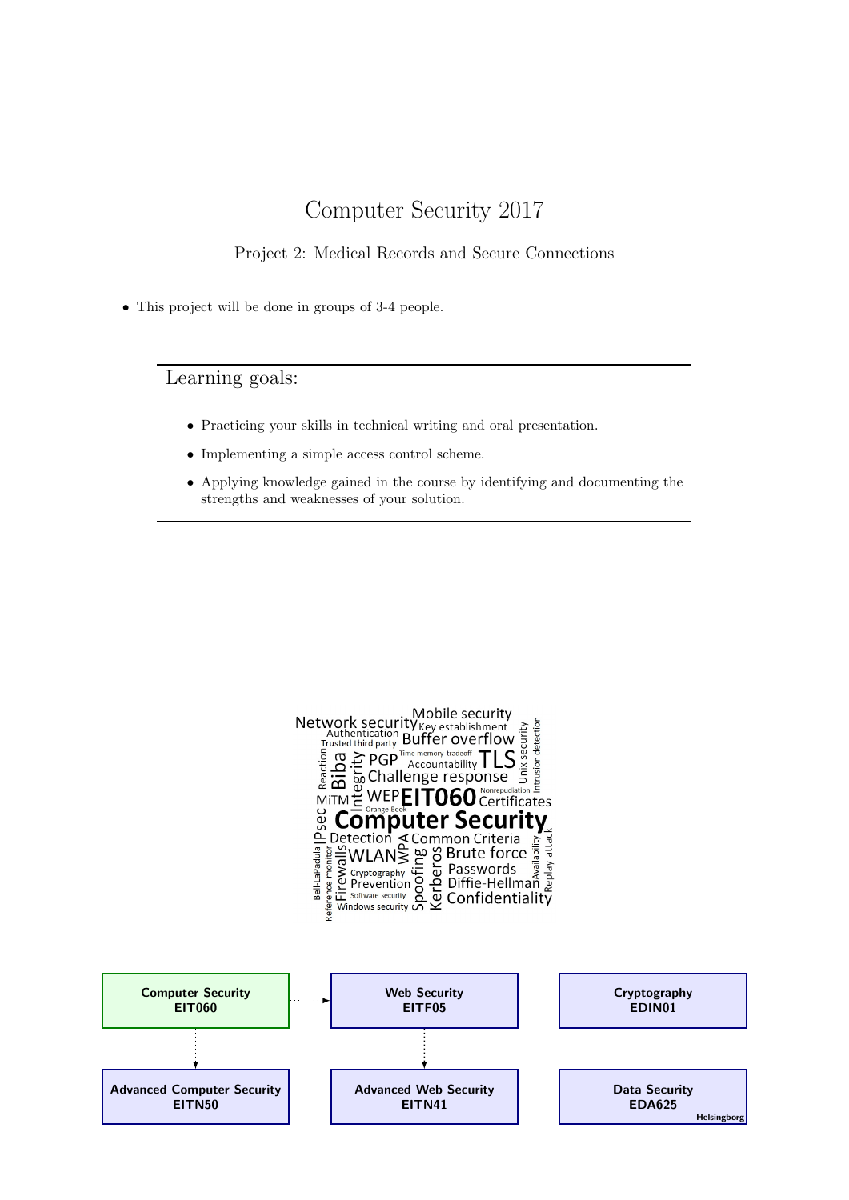# Computer Security 2017

## Project 2: Medical Records and Secure Connections

- This project will be done in groups of 3-4 people.

---

### Learning goals:

- Practicing your skills in technical writing and oral presentation.
- Implementing a simple access control scheme.
- Applying knowledge gained in the course by identifying and documenting the strengths and weaknesses of your solution.

---

Network security Mobile security Key establishment Authentication Trusted third party Buffer overflow Time-memory tradeoff Reaction Biba Integrity PGP Accountability TLS Unix security Intrusion detection Challenge response MiTM WEP EIT060 Nonrepudiation Certificates Orange Book IPsec Computer Security Detection WPA Common Criteria Bell-LaPadula Reference monitor Firewalls WLAN Spoofing Kerberos Brute force Availability Replay attack Cryptography Passwords Prevention Diffie-Hellman Software security Windows security Confidentiality

| | | |
|---|---|---|
| **Computer Security EIT060** | **Web Security EITF05** | **Cryptography EDIN01** |
| **Advanced Computer Security EITN50** | **Advanced Web Security EITN41** | **Data Security EDA625** Helsingborg |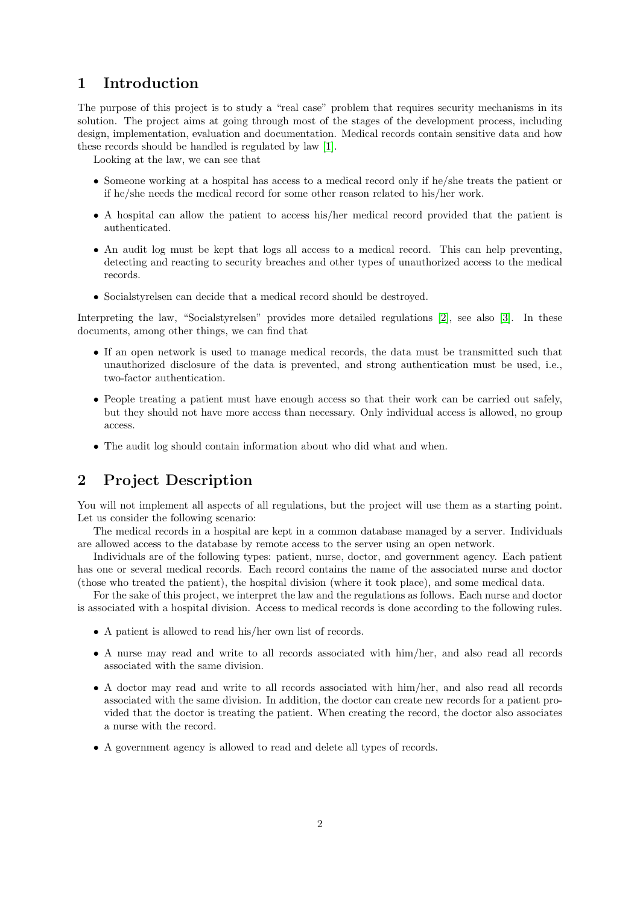# 1 Introduction

The purpose of this project is to study a "real case" problem that requires security mechanisms in its solution. The project aims at going through most of the stages of the development process, including design, implementation, evaluation and documentation. Medical records contain sensitive data and how these records should be handled is regulated by law [1].

Looking at the law, we can see that

- Someone working at a hospital has access to a medical record only if he/she treats the patient or if he/she needs the medical record for some other reason related to his/her work.
- A hospital can allow the patient to access his/her medical record provided that the patient is authenticated.
- An audit log must be kept that logs all access to a medical record. This can help preventing, detecting and reacting to security breaches and other types of unauthorized access to the medical records.
- Socialstyrelsen can decide that a medical record should be destroyed.

Interpreting the law, "Socialstyrelsen" provides more detailed regulations [2], see also [3]. In these documents, among other things, we can find that

- If an open network is used to manage medical records, the data must be transmitted such that unauthorized disclosure of the data is prevented, and strong authentication must be used, i.e., two-factor authentication.
- People treating a patient must have enough access so that their work can be carried out safely, but they should not have more access than necessary. Only individual access is allowed, no group access.
- The audit log should contain information about who did what and when.

# 2 Project Description

You will not implement all aspects of all regulations, but the project will use them as a starting point. Let us consider the following scenario:

The medical records in a hospital are kept in a common database managed by a server. Individuals are allowed access to the database by remote access to the server using an open network.

Individuals are of the following types: patient, nurse, doctor, and government agency. Each patient has one or several medical records. Each record contains the name of the associated nurse and doctor (those who treated the patient), the hospital division (where it took place), and some medical data.

For the sake of this project, we interpret the law and the regulations as follows. Each nurse and doctor is associated with a hospital division. Access to medical records is done according to the following rules.

- A patient is allowed to read his/her own list of records.
- A nurse may read and write to all records associated with him/her, and also read all records associated with the same division.
- A doctor may read and write to all records associated with him/her, and also read all records associated with the same division. In addition, the doctor can create new records for a patient provided that the doctor is treating the patient. When creating the record, the doctor also associates a nurse with the record.
- A government agency is allowed to read and delete all types of records.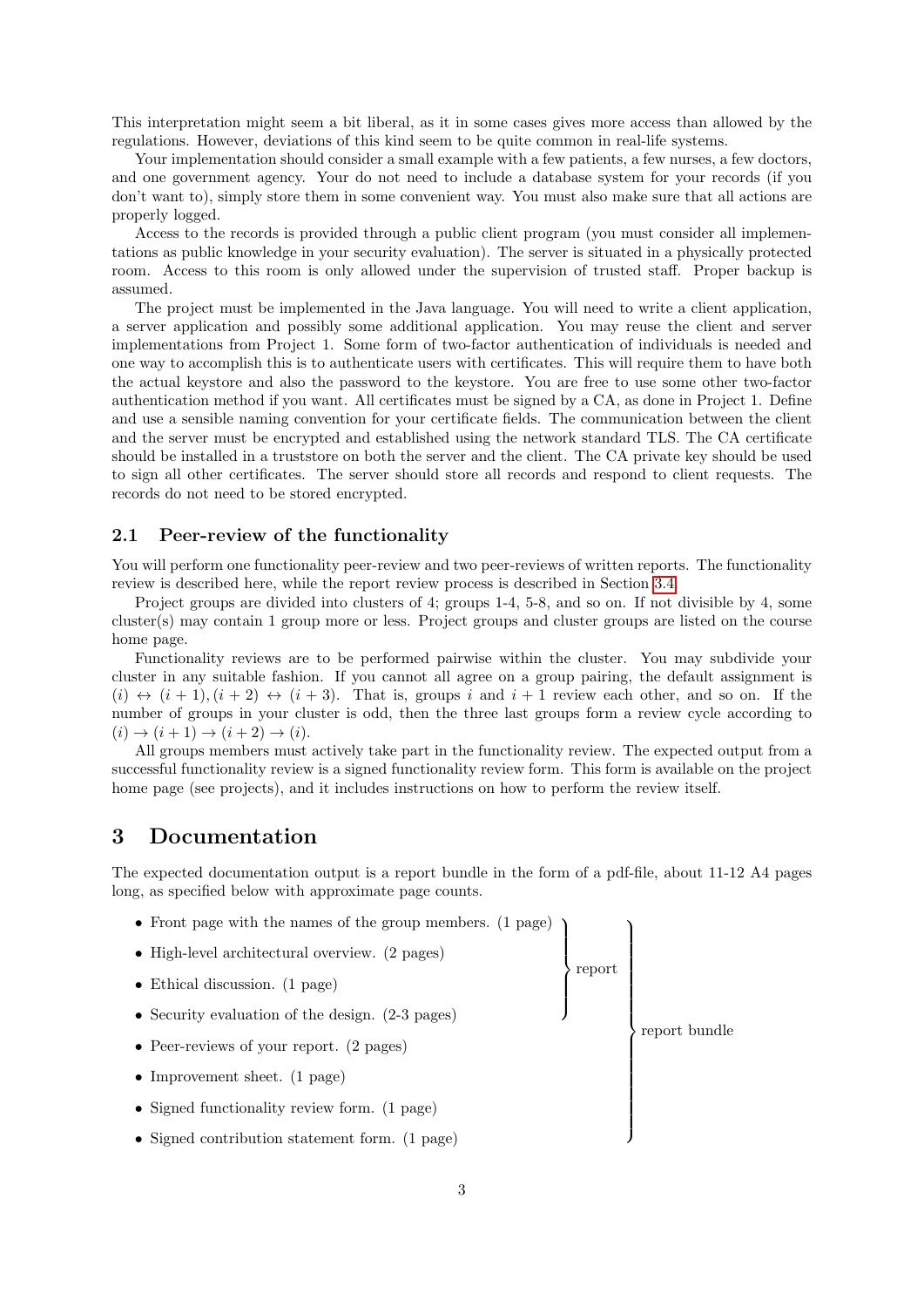This interpretation might seem a bit liberal, as it in some cases gives more access than allowed by the regulations. However, deviations of this kind seem to be quite common in real-life systems.

Your implementation should consider a small example with a few patients, a few nurses, a few doctors, and one government agency. Your do not need to include a database system for your records (if you don't want to), simply store them in some convenient way. You must also make sure that all actions are properly logged.

Access to the records is provided through a public client program (you must consider all implementations as public knowledge in your security evaluation). The server is situated in a physically protected room. Access to this room is only allowed under the supervision of trusted staff. Proper backup is assumed.

The project must be implemented in the Java language. You will need to write a client application, a server application and possibly some additional application. You may reuse the client and server implementations from Project 1. Some form of two-factor authentication of individuals is needed and one way to accomplish this is to authenticate users with certificates. This will require them to have both the actual keystore and also the password to the keystore. You are free to use some other two-factor authentication method if you want. All certificates must be signed by a CA, as done in Project 1. Define and use a sensible naming convention for your certificate fields. The communication between the client and the server must be encrypted and established using the network standard TLS. The CA certificate should be installed in a truststore on both the server and the client. The CA private key should be used to sign all other certificates. The server should store all records and respond to client requests. The records do not need to be stored encrypted.

### 2.1 Peer-review of the functionality

You will perform one functionality peer-review and two peer-reviews of written reports. The functionality review is described here, while the report review process is described in Section 3.4.

Project groups are divided into clusters of 4; groups 1-4, 5-8, and so on. If not divisible by 4, some cluster(s) may contain 1 group more or less. Project groups and cluster groups are listed on the course home page.

Functionality reviews are to be performed pairwise within the cluster. You may subdivide your cluster in any suitable fashion. If you cannot all agree on a group pairing, the default assignment is $(i) \leftrightarrow (i+1), (i+2) \leftrightarrow (i+3)$. That is, groups $i$ and $i+1$ review each other, and so on. If the number of groups in your cluster is odd, then the three last groups form a review cycle according to $(i) \rightarrow (i+1) \rightarrow (i+2) \rightarrow (i)$.

All groups members must actively take part in the functionality review. The expected output from a successful functionality review is a signed functionality review form. This form is available on the project home page (see projects), and it includes instructions on how to perform the review itself.

## 3 Documentation

The expected documentation output is a report bundle in the form of a pdf-file, about 11-12 A4 pages long, as specified below with approximate page counts.

- Front page with the names of the group members. (1 page)
- High-level architectural overview. (2 pages)
- Ethical discussion. (1 page)
- Security evaluation of the design. (2-3 pages)
- Peer-reviews of your report. (2 pages)
- Improvement sheet. (1 page)
- Signed functionality review form. (1 page)
- Signed contribution statement form. (1 page)

(The first four items constitute the *report*; all eight items constitute the *report bundle*.)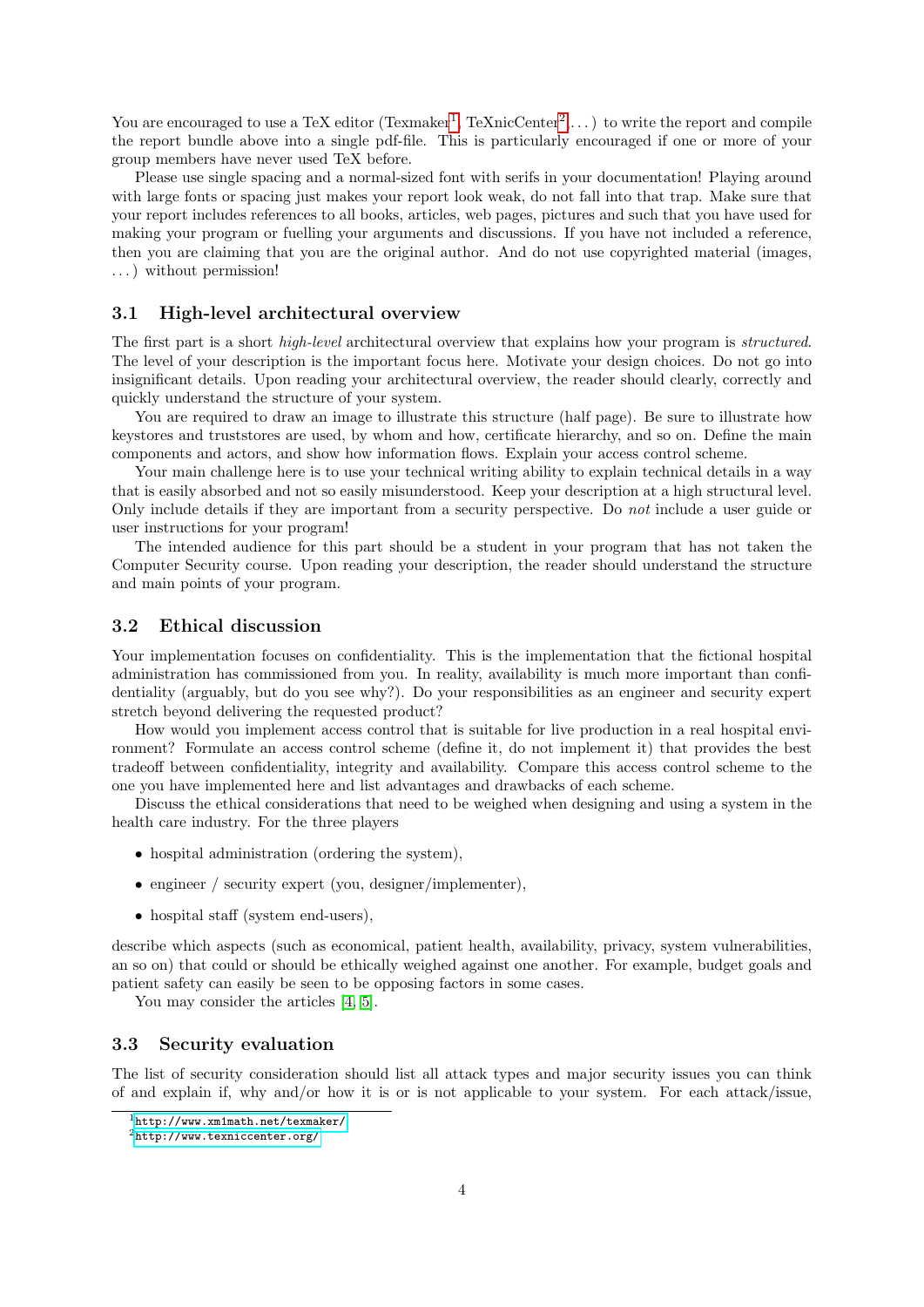You are encouraged to use a TeX editor (Texmaker[1], TeXnicCenter[2], ...) to write the report and compile the report bundle above into a single pdf-file. This is particularly encouraged if one or more of your group members have never used TeX before.

Please use single spacing and a normal-sized font with serifs in your documentation! Playing around with large fonts or spacing just makes your report look weak, do not fall into that trap. Make sure that your report includes references to all books, articles, web pages, pictures and such that you have used for making your program or fuelling your arguments and discussions. If you have not included a reference, then you are claiming that you are the original author. And do not use copyrighted material (images, ...) without permission!

### 3.1 High-level architectural overview

The first part is a short *high-level* architectural overview that explains how your program is *structured*. The level of your description is the important focus here. Motivate your design choices. Do not go into insignificant details. Upon reading your architectural overview, the reader should clearly, correctly and quickly understand the structure of your system.

You are required to draw an image to illustrate this structure (half page). Be sure to illustrate how keystores and truststores are used, by whom and how, certificate hierarchy, and so on. Define the main components and actors, and show how information flows. Explain your access control scheme.

Your main challenge here is to use your technical writing ability to explain technical details in a way that is easily absorbed and not so easily misunderstood. Keep your description at a high structural level. Only include details if they are important from a security perspective. Do *not* include a user guide or user instructions for your program!

The intended audience for this part should be a student in your program that has not taken the Computer Security course. Upon reading your description, the reader should understand the structure and main points of your program.

### 3.2 Ethical discussion

Your implementation focuses on confidentiality. This is the implementation that the fictional hospital administration has commissioned from you. In reality, availability is much more important than confidentiality (arguably, but do you see why?). Do your responsibilities as an engineer and security expert stretch beyond delivering the requested product?

How would you implement access control that is suitable for live production in a real hospital environment? Formulate an access control scheme (define it, do not implement it) that provides the best tradeoff between confidentiality, integrity and availability. Compare this access control scheme to the one you have implemented here and list advantages and drawbacks of each scheme.

Discuss the ethical considerations that need to be weighed when designing and using a system in the health care industry. For the three players

- hospital administration (ordering the system),
- engineer / security expert (you, designer/implementer),
- hospital staff (system end-users),

describe which aspects (such as economical, patient health, availability, privacy, system vulnerabilities, an so on) that could or should be ethically weighed against one another. For example, budget goals and patient safety can easily be seen to be opposing factors in some cases.

You may consider the articles [4, 5].

### 3.3 Security evaluation

The list of security consideration should list all attack types and major security issues you can think of and explain if, why and/or how it is or is not applicable to your system. For each attack/issue,

[1] http://www.xm1math.net/texmaker/

[2] http://www.texniccenter.org/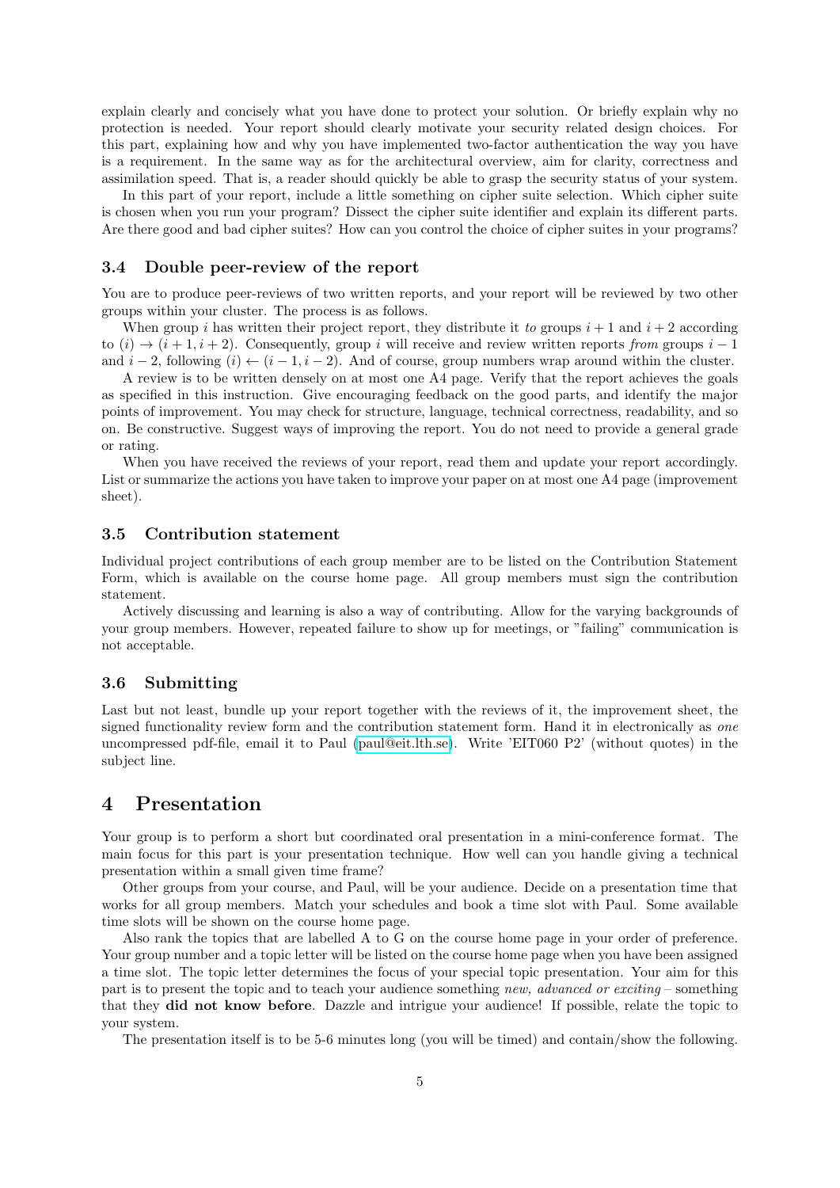explain clearly and concisely what you have done to protect your solution. Or briefly explain why no protection is needed. Your report should clearly motivate your security related design choices. For this part, explaining how and why you have implemented two-factor authentication the way you have is a requirement. In the same way as for the architectural overview, aim for clarity, correctness and assimilation speed. That is, a reader should quickly be able to grasp the security status of your system.

In this part of your report, include a little something on cipher suite selection. Which cipher suite is chosen when you run your program? Dissect the cipher suite identifier and explain its different parts. Are there good and bad cipher suites? How can you control the choice of cipher suites in your programs?

### 3.4 Double peer-review of the report

You are to produce peer-reviews of two written reports, and your report will be reviewed by two other groups within your cluster. The process is as follows.

When group $i$ has written their project report, they distribute it *to* groups $i+1$ and $i+2$ according to $(i) \rightarrow (i+1, i+2)$. Consequently, group $i$ will receive and review written reports *from* groups $i-1$ and $i-2$, following $(i) \leftarrow (i-1, i-2)$. And of course, group numbers wrap around within the cluster.

A review is to be written densely on at most one A4 page. Verify that the report achieves the goals as specified in this instruction. Give encouraging feedback on the good parts, and identify the major points of improvement. You may check for structure, language, technical correctness, readability, and so on. Be constructive. Suggest ways of improving the report. You do not need to provide a general grade or rating.

When you have received the reviews of your report, read them and update your report accordingly. List or summarize the actions you have taken to improve your paper on at most one A4 page (improvement sheet).

### 3.5 Contribution statement

Individual project contributions of each group member are to be listed on the Contribution Statement Form, which is available on the course home page. All group members must sign the contribution statement.

Actively discussing and learning is also a way of contributing. Allow for the varying backgrounds of your group members. However, repeated failure to show up for meetings, or "failing" communication is not acceptable.

### 3.6 Submitting

Last but not least, bundle up your report together with the reviews of it, the improvement sheet, the signed functionality review form and the contribution statement form. Hand it in electronically as *one* uncompressed pdf-file, email it to Paul (paul@eit.lth.se). Write 'EIT060 P2' (without quotes) in the subject line.

## 4 Presentation

Your group is to perform a short but coordinated oral presentation in a mini-conference format. The main focus for this part is your presentation technique. How well can you handle giving a technical presentation within a small given time frame?

Other groups from your course, and Paul, will be your audience. Decide on a presentation time that works for all group members. Match your schedules and book a time slot with Paul. Some available time slots will be shown on the course home page.

Also rank the topics that are labelled A to G on the course home page in your order of preference. Your group number and a topic letter will be listed on the course home page when you have been assigned a time slot. The topic letter determines the focus of your special topic presentation. Your aim for this part is to present the topic and to teach your audience something *new, advanced or exciting* – something that they **did not know before**. Dazzle and intrigue your audience! If possible, relate the topic to your system.

The presentation itself is to be 5-6 minutes long (you will be timed) and contain/show the following.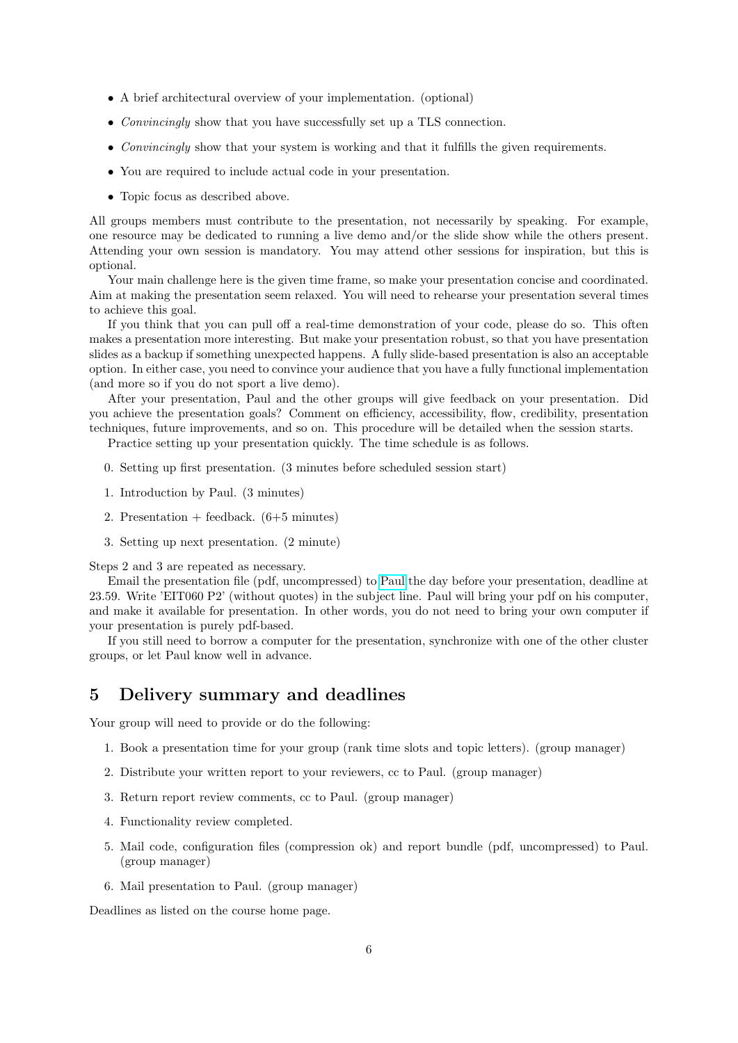- A brief architectural overview of your implementation. (optional)
- *Convincingly* show that you have successfully set up a TLS connection.
- *Convincingly* show that your system is working and that it fulfills the given requirements.
- You are required to include actual code in your presentation.
- Topic focus as described above.

All groups members must contribute to the presentation, not necessarily by speaking. For example, one resource may be dedicated to running a live demo and/or the slide show while the others present. Attending your own session is mandatory. You may attend other sessions for inspiration, but this is optional.

Your main challenge here is the given time frame, so make your presentation concise and coordinated. Aim at making the presentation seem relaxed. You will need to rehearse your presentation several times to achieve this goal.

If you think that you can pull off a real-time demonstration of your code, please do so. This often makes a presentation more interesting. But make your presentation robust, so that you have presentation slides as a backup if something unexpected happens. A fully slide-based presentation is also an acceptable option. In either case, you need to convince your audience that you have a fully functional implementation (and more so if you do not sport a live demo).

After your presentation, Paul and the other groups will give feedback on your presentation. Did you achieve the presentation goals? Comment on efficiency, accessibility, flow, credibility, presentation techniques, future improvements, and so on. This procedure will be detailed when the session starts.

Practice setting up your presentation quickly. The time schedule is as follows.

0. Setting up first presentation. (3 minutes before scheduled session start)
1. Introduction by Paul. (3 minutes)
2. Presentation + feedback. (6+5 minutes)
3. Setting up next presentation. (2 minute)

Steps 2 and 3 are repeated as necessary.

Email the presentation file (pdf, uncompressed) to Paul the day before your presentation, deadline at 23.59. Write 'EIT060 P2' (without quotes) in the subject line. Paul will bring your pdf on his computer, and make it available for presentation. In other words, you do not need to bring your own computer if your presentation is purely pdf-based.

If you still need to borrow a computer for the presentation, synchronize with one of the other cluster groups, or let Paul know well in advance.

## 5 Delivery summary and deadlines

Your group will need to provide or do the following:

1. Book a presentation time for your group (rank time slots and topic letters). (group manager)
2. Distribute your written report to your reviewers, cc to Paul. (group manager)
3. Return report review comments, cc to Paul. (group manager)
4. Functionality review completed.
5. Mail code, configuration files (compression ok) and report bundle (pdf, uncompressed) to Paul. (group manager)
6. Mail presentation to Paul. (group manager)

Deadlines as listed on the course home page.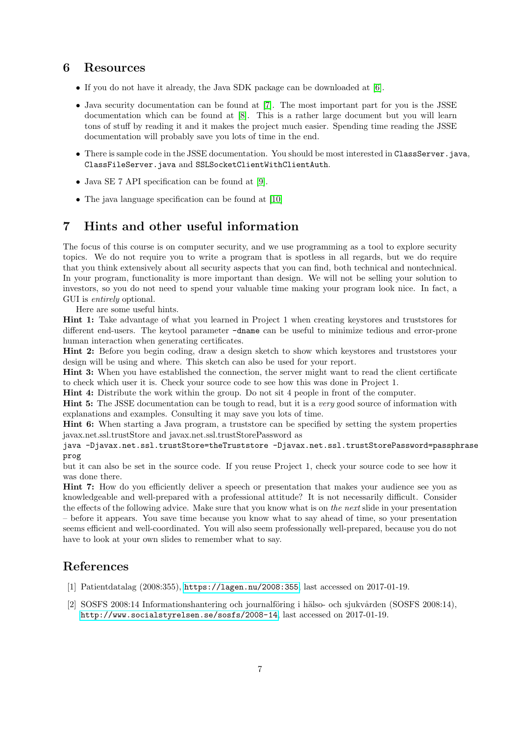## 6 Resources

- If you do not have it already, the Java SDK package can be downloaded at [6].
- Java security documentation can be found at [7]. The most important part for you is the JSSE documentation which can be found at [8]. This is a rather large document but you will learn tons of stuff by reading it and it makes the project much easier. Spending time reading the JSSE documentation will probably save you lots of time in the end.
- There is sample code in the JSSE documentation. You should be most interested in `ClassServer.java`, `ClassFileServer.java` and `SSLSocketClientWithClientAuth`.
- Java SE 7 API specification can be found at [9].
- The java language specification can be found at [10]

## 7 Hints and other useful information

The focus of this course is on computer security, and we use programming as a tool to explore security topics. We do not require you to write a program that is spotless in all regards, but we do require that you think extensively about all security aspects that you can find, both technical and nontechnical. In your program, functionality is more important than design. We will not be selling your solution to investors, so you do not need to spend your valuable time making your program look nice. In fact, a GUI is *entirely* optional.

Here are some useful hints.

**Hint 1:** Take advantage of what you learned in Project 1 when creating keystores and truststores for different end-users. The keytool parameter `-dname` can be useful to minimize tedious and error-prone human interaction when generating certificates.

**Hint 2:** Before you begin coding, draw a design sketch to show which keystores and truststores your design will be using and where. This sketch can also be used for your report.

**Hint 3:** When you have established the connection, the server might want to read the client certificate to check which user it is. Check your source code to see how this was done in Project 1.

**Hint 4:** Distribute the work within the group. Do not sit 4 people in front of the computer.

**Hint 5:** The JSSE documentation can be tough to read, but it is a *very* good source of information with explanations and examples. Consulting it may save you lots of time.

**Hint 6:** When starting a Java program, a truststore can be specified by setting the system properties javax.net.ssl.trustStore and javax.net.ssl.trustStorePassword as

```
java -Djavax.net.ssl.trustStore=theTruststore -Djavax.net.ssl.trustStorePassword=passphrase
prog
```

but it can also be set in the source code. If you reuse Project 1, check your source code to see how it was done there.

**Hint 7:** How do you efficiently deliver a speech or presentation that makes your audience see you as knowledgeable and well-prepared with a professional attitude? It is not necessarily difficult. Consider the effects of the following advice. Make sure that you know what is on *the next* slide in your presentation – before it appears. You save time because you know what to say ahead of time, so your presentation seems efficient and well-coordinated. You will also seem professionally well-prepared, because you do not have to look at your own slides to remember what to say.

## References

[1] Patientdatalag (2008:355), `https://lagen.nu/2008:355`, last accessed on 2017-01-19.

[2] SOSFS 2008:14 Informationshantering och journalföring i hälso- och sjukvården (SOSFS 2008:14), `http://www.socialstyrelsen.se/sosfs/2008-14`, last accessed on 2017-01-19.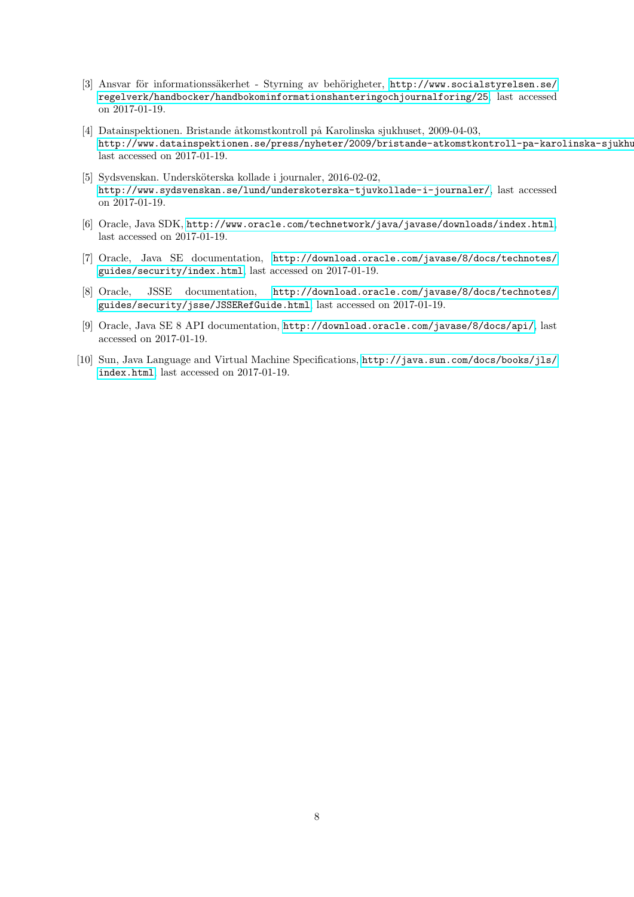[3] Ansvar för informationssäkerhet - Styrning av behörigheter, http://www.socialstyrelsen.se/regelverk/handbocker/handbokominformationshanteringochjournalforing/25, last accessed on 2017-01-19.

[4] Datainspektionen. Bristande åtkomstkontroll på Karolinska sjukhuset, 2009-04-03, http://www.datainspektionen.se/press/nyheter/2009/bristande-atkomstkontroll-pa-karolinska-sjukhu last accessed on 2017-01-19.

[5] Sydsvenskan. Undersköterska kollade i journaler, 2016-02-02, http://www.sydsvenskan.se/lund/underskoterska-tjuvkollade-i-journaler/, last accessed on 2017-01-19.

[6] Oracle, Java SDK, http://www.oracle.com/technetwork/java/javase/downloads/index.html, last accessed on 2017-01-19.

[7] Oracle, Java SE documentation, http://download.oracle.com/javase/8/docs/technotes/guides/security/index.html, last accessed on 2017-01-19.

[8] Oracle, JSSE documentation, http://download.oracle.com/javase/8/docs/technotes/guides/security/jsse/JSSERefGuide.html, last accessed on 2017-01-19.

[9] Oracle, Java SE 8 API documentation, http://download.oracle.com/javase/8/docs/api/, last accessed on 2017-01-19.

[10] Sun, Java Language and Virtual Machine Specifications, http://java.sun.com/docs/books/jls/index.html, last accessed on 2017-01-19.